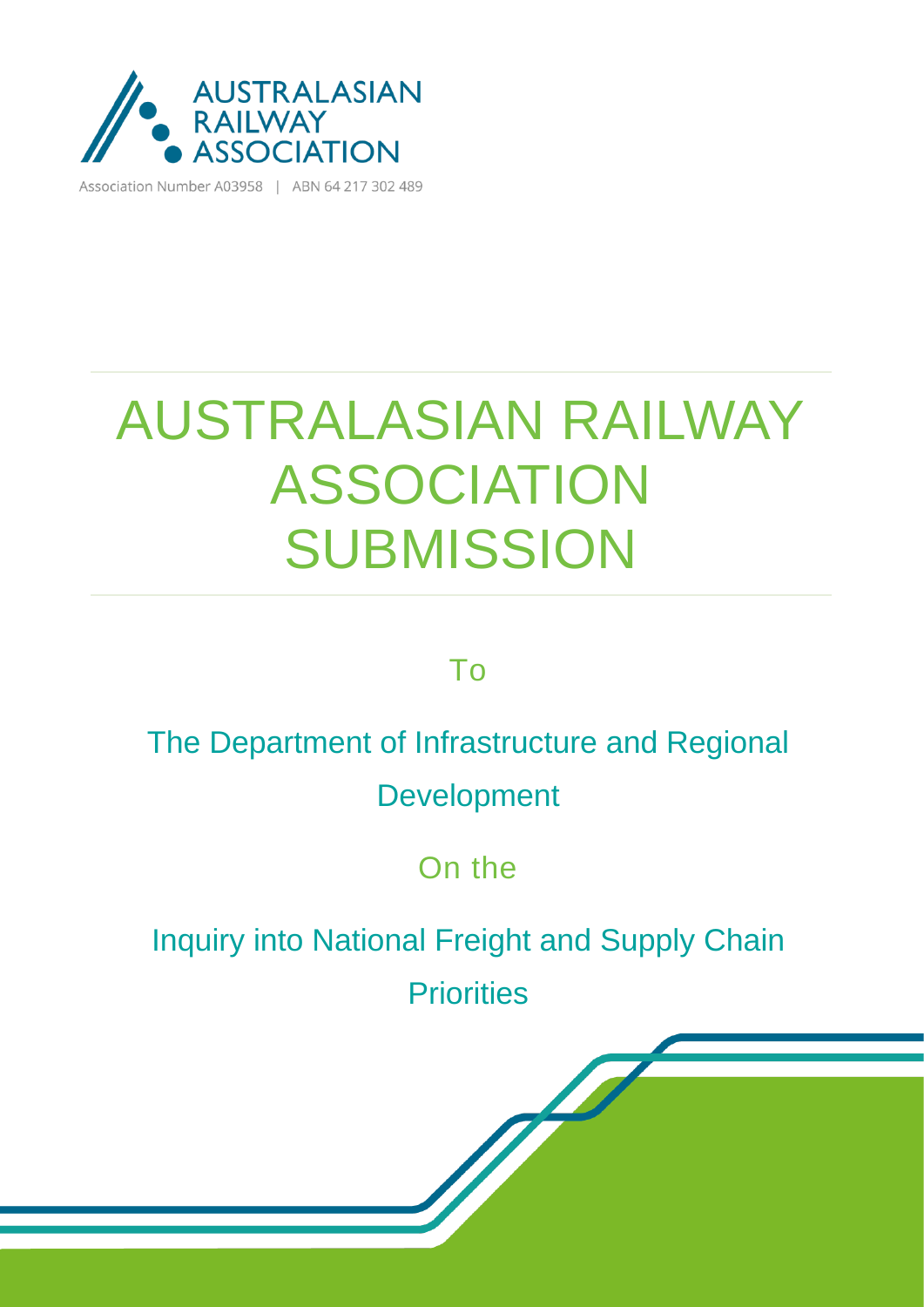AUSTRALASIAN RAILWAY ASSOCIATION

Association Number A03958 | ABN 64 217 302 489

# AUSTRALASIAN RAILWAY ASSOCIATION SUBMISSION

To

The Department of Infrastructure and Regional Development

On the

Inquiry into National Freight and Supply Chain Priorities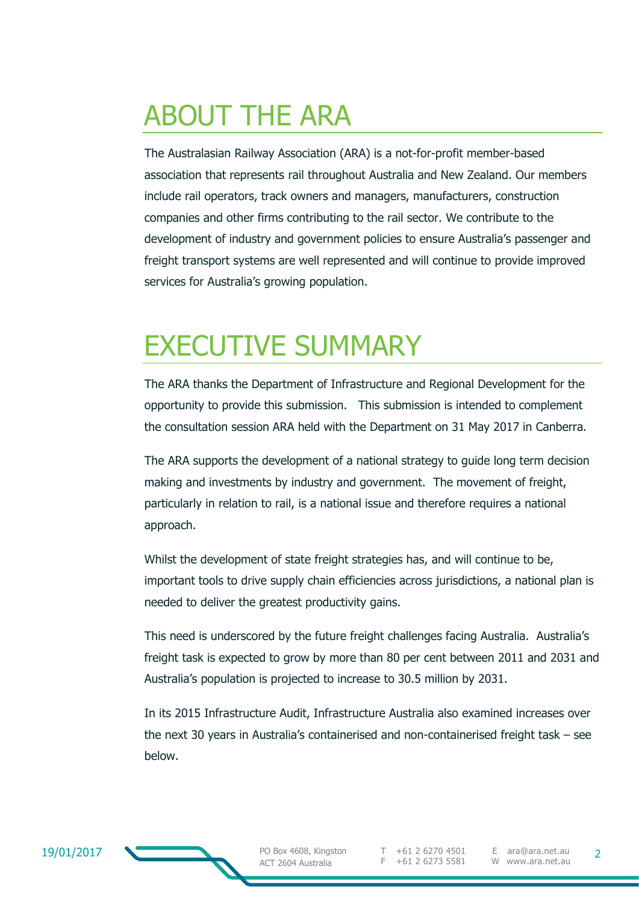# ABOUT THE ARA

The Australasian Railway Association (ARA) is a not-for-profit member-based association that represents rail throughout Australia and New Zealand. Our members include rail operators, track owners and managers, manufacturers, construction companies and other firms contributing to the rail sector. We contribute to the development of industry and government policies to ensure Australia's passenger and freight transport systems are well represented and will continue to provide improved services for Australia's growing population.

# EXECUTIVE SUMMARY

The ARA thanks the Department of Infrastructure and Regional Development for the opportunity to provide this submission. This submission is intended to complement the consultation session ARA held with the Department on 31 May 2017 in Canberra.

The ARA supports the development of a national strategy to guide long term decision making and investments by industry and government. The movement of freight, particularly in relation to rail, is a national issue and therefore requires a national approach.

Whilst the development of state freight strategies has, and will continue to be, important tools to drive supply chain efficiencies across jurisdictions, a national plan is needed to deliver the greatest productivity gains.

This need is underscored by the future freight challenges facing Australia. Australia's freight task is expected to grow by more than 80 per cent between 2011 and 2031 and Australia's population is projected to increase to 30.5 million by 2031.

In its 2015 Infrastructure Audit, Infrastructure Australia also examined increases over the next 30 years in Australia's containerised and non-containerised freight task – see below.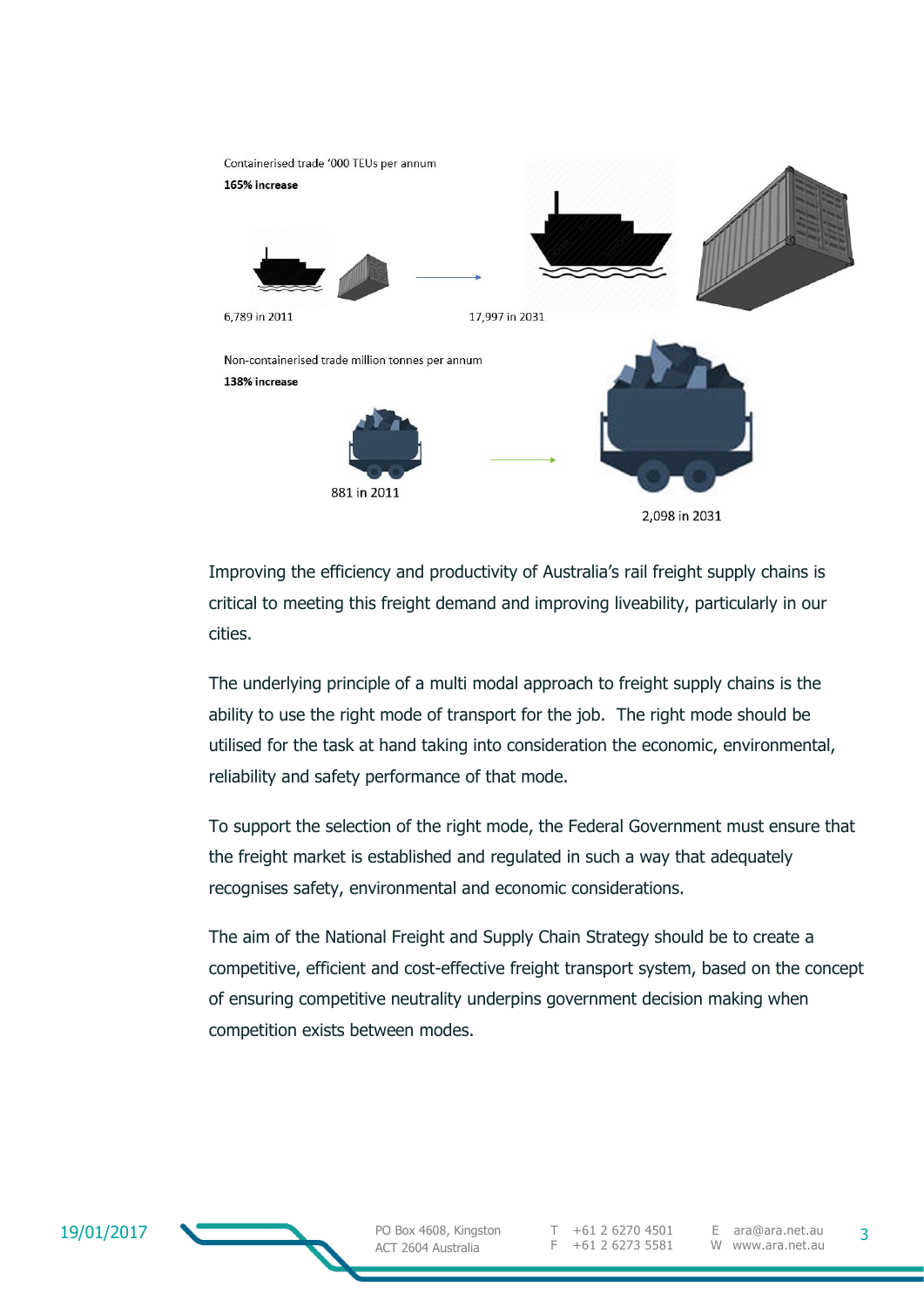Containerised trade '000 TEUs per annum

**165% increase**

6,789 in 2011

17,997 in 2031

Non-containerised trade million tonnes per annum

**138% increase**

881 in 2011

2,098 in 2031

Improving the efficiency and productivity of Australia's rail freight supply chains is critical to meeting this freight demand and improving liveability, particularly in our cities.

The underlying principle of a multi modal approach to freight supply chains is the ability to use the right mode of transport for the job. The right mode should be utilised for the task at hand taking into consideration the economic, environmental, reliability and safety performance of that mode.

To support the selection of the right mode, the Federal Government must ensure that the freight market is established and regulated in such a way that adequately recognises safety, environmental and economic considerations.

The aim of the National Freight and Supply Chain Strategy should be to create a competitive, efficient and cost-effective freight transport system, based on the concept of ensuring competitive neutrality underpins government decision making when competition exists between modes.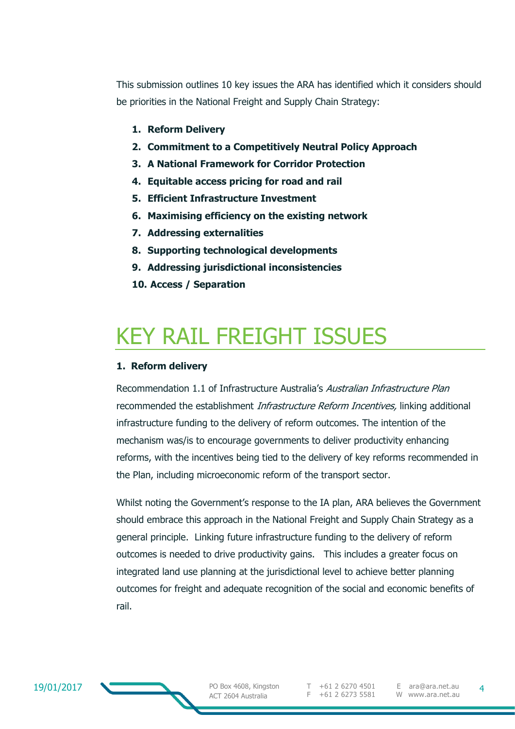This submission outlines 10 key issues the ARA has identified which it considers should be priorities in the National Freight and Supply Chain Strategy:

1. **Reform Delivery**
2. **Commitment to a Competitively Neutral Policy Approach**
3. **A National Framework for Corridor Protection**
4. **Equitable access pricing for road and rail**
5. **Efficient Infrastructure Investment**
6. **Maximising efficiency on the existing network**
7. **Addressing externalities**
8. **Supporting technological developments**
9. **Addressing jurisdictional inconsistencies**
10. **Access / Separation**

# KEY RAIL FREIGHT ISSUES

### 1. Reform delivery

Recommendation 1.1 of Infrastructure Australia's *Australian Infrastructure Plan* recommended the establishment *Infrastructure Reform Incentives,* linking additional infrastructure funding to the delivery of reform outcomes. The intention of the mechanism was/is to encourage governments to deliver productivity enhancing reforms, with the incentives being tied to the delivery of key reforms recommended in the Plan, including microeconomic reform of the transport sector.

Whilst noting the Government's response to the IA plan, ARA believes the Government should embrace this approach in the National Freight and Supply Chain Strategy as a general principle. Linking future infrastructure funding to the delivery of reform outcomes is needed to drive productivity gains. This includes a greater focus on integrated land use planning at the jurisdictional level to achieve better planning outcomes for freight and adequate recognition of the social and economic benefits of rail.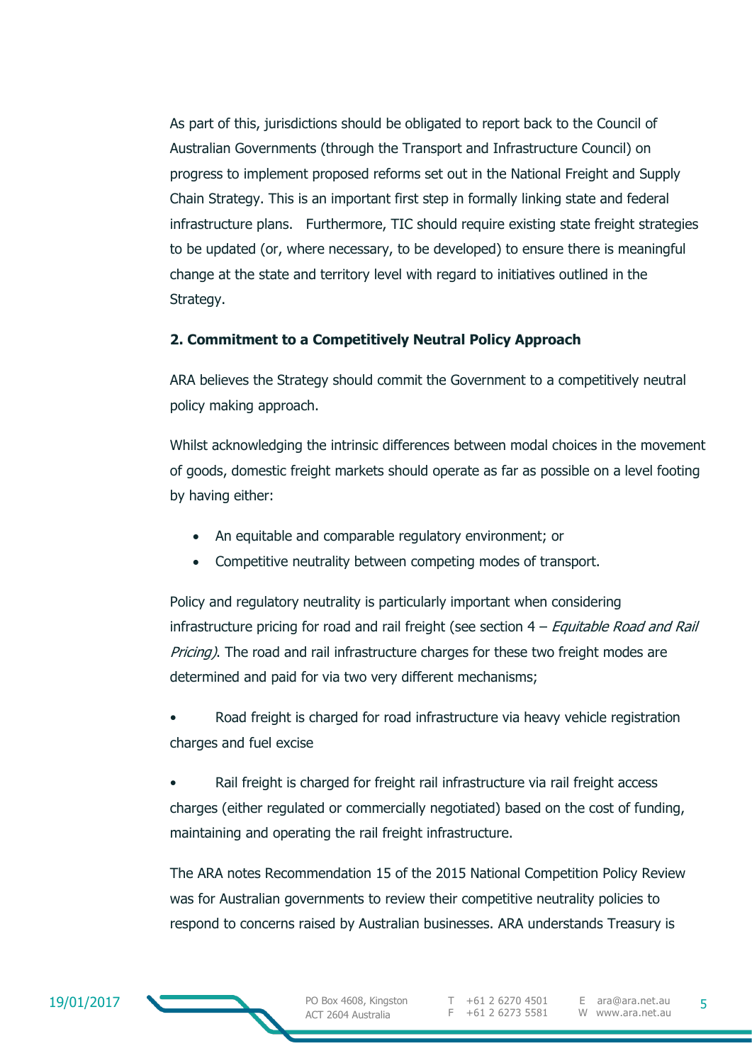As part of this, jurisdictions should be obligated to report back to the Council of Australian Governments (through the Transport and Infrastructure Council) on progress to implement proposed reforms set out in the National Freight and Supply Chain Strategy. This is an important first step in formally linking state and federal infrastructure plans.  Furthermore, TIC should require existing state freight strategies to be updated (or, where necessary, to be developed) to ensure there is meaningful change at the state and territory level with regard to initiatives outlined in the Strategy.

**2. Commitment to a Competitively Neutral Policy Approach**

ARA believes the Strategy should commit the Government to a competitively neutral policy making approach.

Whilst acknowledging the intrinsic differences between modal choices in the movement of goods, domestic freight markets should operate as far as possible on a level footing by having either:

- An equitable and comparable regulatory environment; or
- Competitive neutrality between competing modes of transport.

Policy and regulatory neutrality is particularly important when considering infrastructure pricing for road and rail freight (see section 4 – *Equitable Road and Rail Pricing)*. The road and rail infrastructure charges for these two freight modes are determined and paid for via two very different mechanisms;

- Road freight is charged for road infrastructure via heavy vehicle registration charges and fuel excise

- Rail freight is charged for freight rail infrastructure via rail freight access charges (either regulated or commercially negotiated) based on the cost of funding, maintaining and operating the rail freight infrastructure.

The ARA notes Recommendation 15 of the 2015 National Competition Policy Review was for Australian governments to review their competitive neutrality policies to respond to concerns raised by Australian businesses. ARA understands Treasury is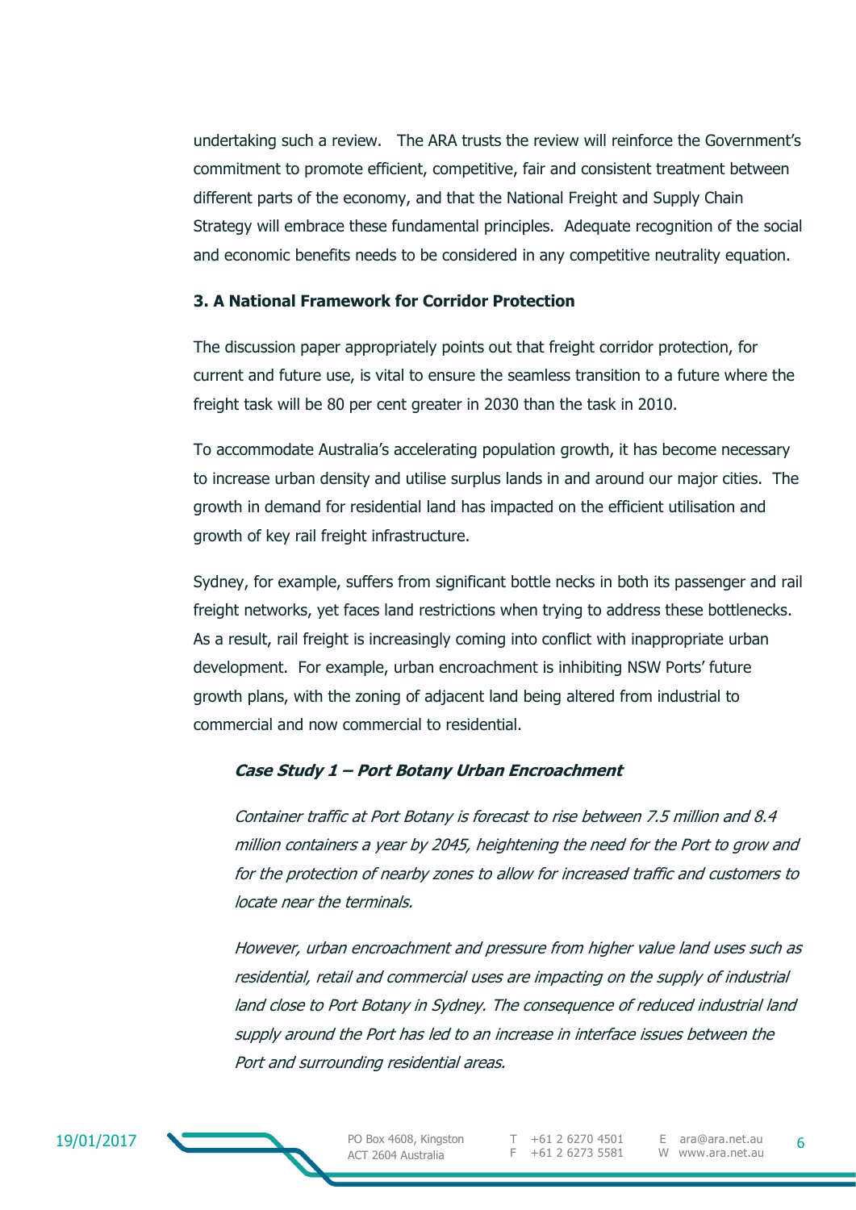undertaking such a review. The ARA trusts the review will reinforce the Government's commitment to promote efficient, competitive, fair and consistent treatment between different parts of the economy, and that the National Freight and Supply Chain Strategy will embrace these fundamental principles. Adequate recognition of the social and economic benefits needs to be considered in any competitive neutrality equation.

### 3. A National Framework for Corridor Protection

The discussion paper appropriately points out that freight corridor protection, for current and future use, is vital to ensure the seamless transition to a future where the freight task will be 80 per cent greater in 2030 than the task in 2010.

To accommodate Australia's accelerating population growth, it has become necessary to increase urban density and utilise surplus lands in and around our major cities. The growth in demand for residential land has impacted on the efficient utilisation and growth of key rail freight infrastructure.

Sydney, for example, suffers from significant bottle necks in both its passenger and rail freight networks, yet faces land restrictions when trying to address these bottlenecks. As a result, rail freight is increasingly coming into conflict with inappropriate urban development. For example, urban encroachment is inhibiting NSW Ports' future growth plans, with the zoning of adjacent land being altered from industrial to commercial and now commercial to residential.

> ***Case Study 1 – Port Botany Urban Encroachment***
>
> *Container traffic at Port Botany is forecast to rise between 7.5 million and 8.4 million containers a year by 2045, heightening the need for the Port to grow and for the protection of nearby zones to allow for increased traffic and customers to locate near the terminals.*
>
> *However, urban encroachment and pressure from higher value land uses such as residential, retail and commercial uses are impacting on the supply of industrial land close to Port Botany in Sydney. The consequence of reduced industrial land supply around the Port has led to an increase in interface issues between the Port and surrounding residential areas.*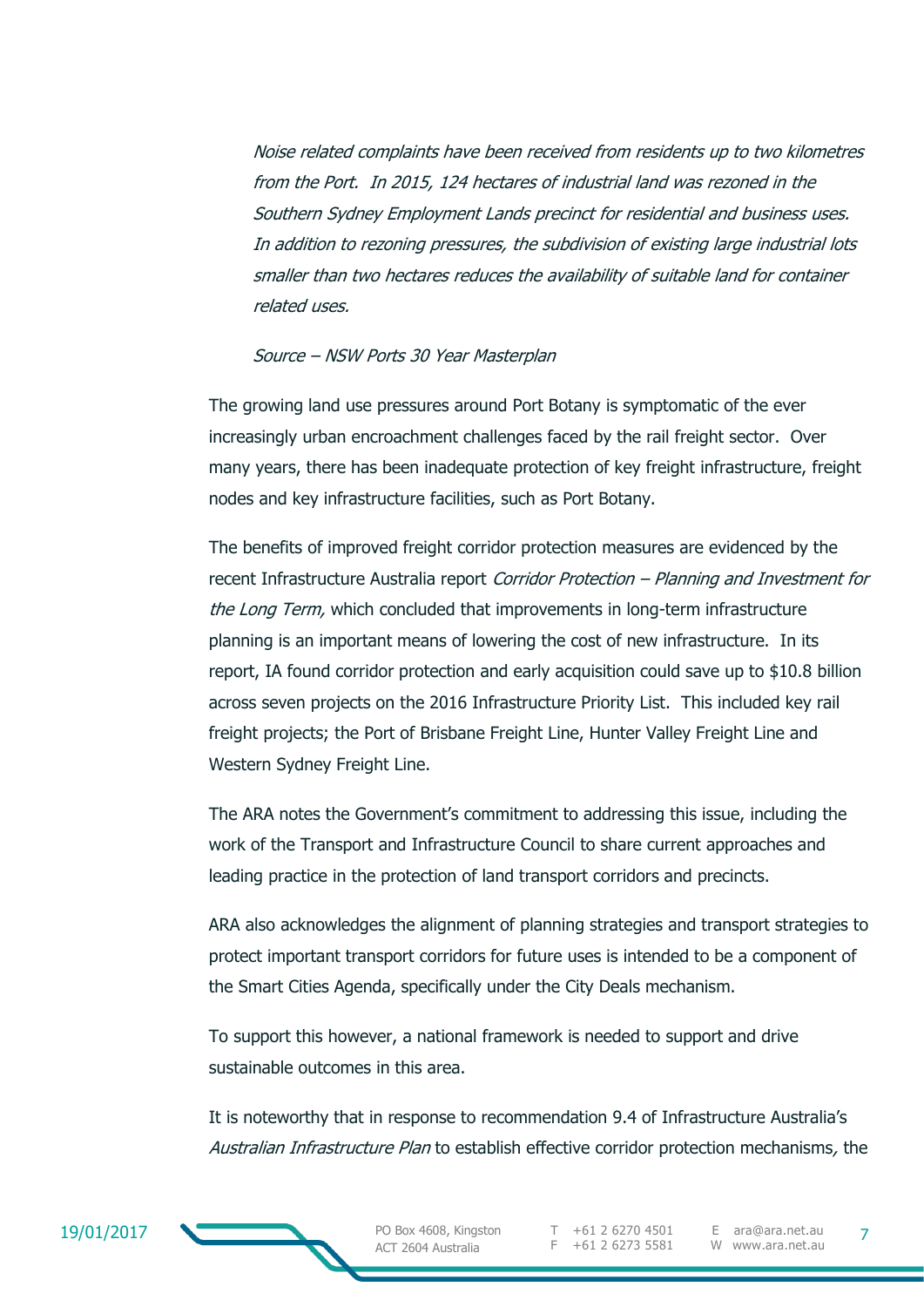*Noise related complaints have been received from residents up to two kilometres from the Port. In 2015, 124 hectares of industrial land was rezoned in the Southern Sydney Employment Lands precinct for residential and business uses. In addition to rezoning pressures, the subdivision of existing large industrial lots smaller than two hectares reduces the availability of suitable land for container related uses.*

*Source – NSW Ports 30 Year Masterplan*

The growing land use pressures around Port Botany is symptomatic of the ever increasingly urban encroachment challenges faced by the rail freight sector. Over many years, there has been inadequate protection of key freight infrastructure, freight nodes and key infrastructure facilities, such as Port Botany.

The benefits of improved freight corridor protection measures are evidenced by the recent Infrastructure Australia report *Corridor Protection – Planning and Investment for the Long Term,* which concluded that improvements in long-term infrastructure planning is an important means of lowering the cost of new infrastructure. In its report, IA found corridor protection and early acquisition could save up to $10.8 billion across seven projects on the 2016 Infrastructure Priority List. This included key rail freight projects; the Port of Brisbane Freight Line, Hunter Valley Freight Line and Western Sydney Freight Line.

The ARA notes the Government's commitment to addressing this issue, including the work of the Transport and Infrastructure Council to share current approaches and leading practice in the protection of land transport corridors and precincts.

ARA also acknowledges the alignment of planning strategies and transport strategies to protect important transport corridors for future uses is intended to be a component of the Smart Cities Agenda, specifically under the City Deals mechanism.

To support this however, a national framework is needed to support and drive sustainable outcomes in this area.

It is noteworthy that in response to recommendation 9.4 of Infrastructure Australia's *Australian Infrastructure Plan* to establish effective corridor protection mechanisms, the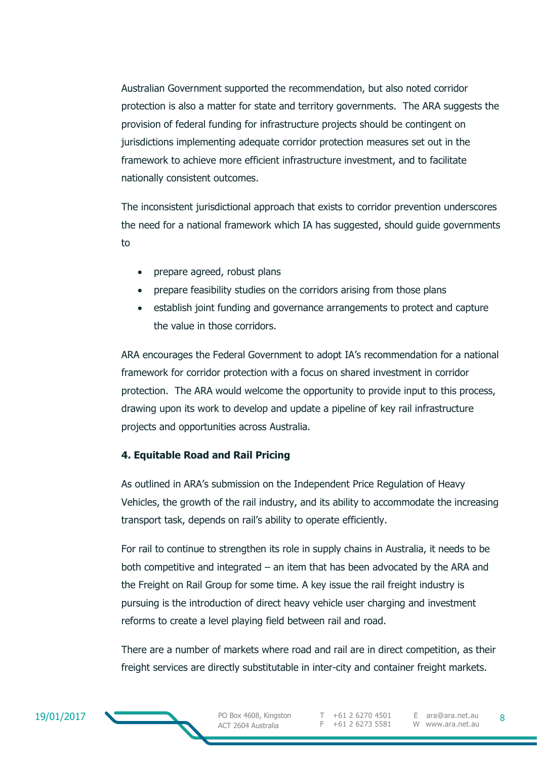Australian Government supported the recommendation, but also noted corridor protection is also a matter for state and territory governments. The ARA suggests the provision of federal funding for infrastructure projects should be contingent on jurisdictions implementing adequate corridor protection measures set out in the framework to achieve more efficient infrastructure investment, and to facilitate nationally consistent outcomes.

The inconsistent jurisdictional approach that exists to corridor prevention underscores the need for a national framework which IA has suggested, should guide governments to

- prepare agreed, robust plans
- prepare feasibility studies on the corridors arising from those plans
- establish joint funding and governance arrangements to protect and capture the value in those corridors.

ARA encourages the Federal Government to adopt IA's recommendation for a national framework for corridor protection with a focus on shared investment in corridor protection. The ARA would welcome the opportunity to provide input to this process, drawing upon its work to develop and update a pipeline of key rail infrastructure projects and opportunities across Australia.

**4. Equitable Road and Rail Pricing**

As outlined in ARA's submission on the Independent Price Regulation of Heavy Vehicles, the growth of the rail industry, and its ability to accommodate the increasing transport task, depends on rail's ability to operate efficiently.

For rail to continue to strengthen its role in supply chains in Australia, it needs to be both competitive and integrated – an item that has been advocated by the ARA and the Freight on Rail Group for some time. A key issue the rail freight industry is pursuing is the introduction of direct heavy vehicle user charging and investment reforms to create a level playing field between rail and road.

There are a number of markets where road and rail are in direct competition, as their freight services are directly substitutable in inter-city and container freight markets.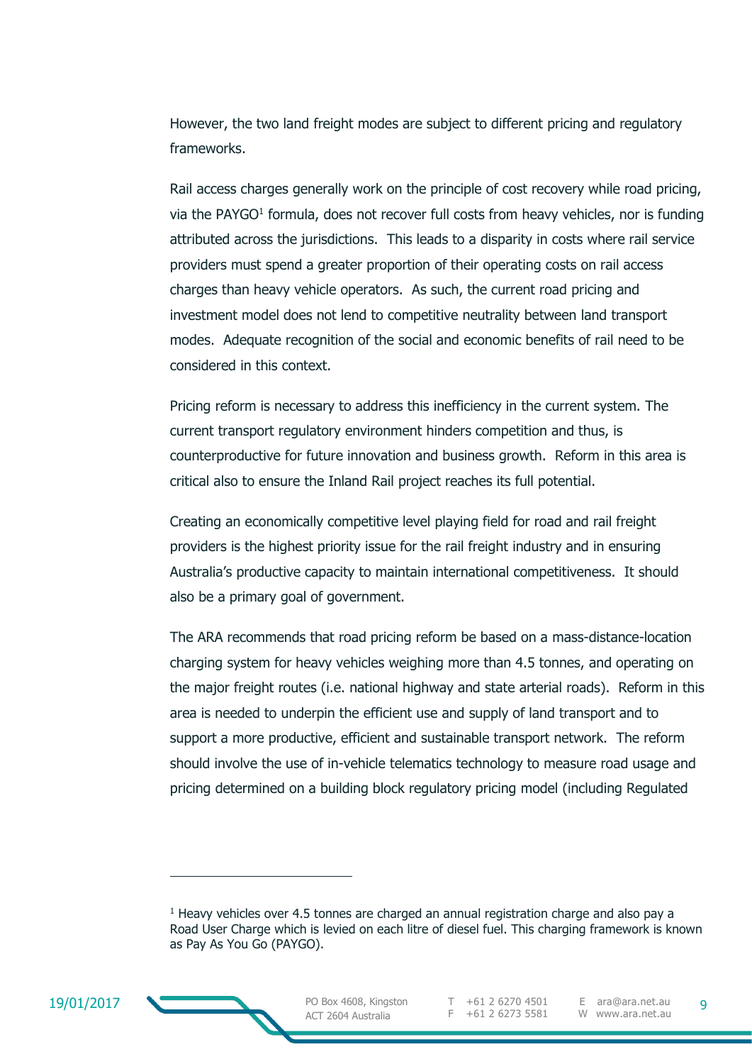However, the two land freight modes are subject to different pricing and regulatory frameworks.

Rail access charges generally work on the principle of cost recovery while road pricing, via the PAYGO[1] formula, does not recover full costs from heavy vehicles, nor is funding attributed across the jurisdictions.  This leads to a disparity in costs where rail service providers must spend a greater proportion of their operating costs on rail access charges than heavy vehicle operators.  As such, the current road pricing and investment model does not lend to competitive neutrality between land transport modes.  Adequate recognition of the social and economic benefits of rail need to be considered in this context.

Pricing reform is necessary to address this inefficiency in the current system. The current transport regulatory environment hinders competition and thus, is counterproductive for future innovation and business growth.  Reform in this area is critical also to ensure the Inland Rail project reaches its full potential.

Creating an economically competitive level playing field for road and rail freight providers is the highest priority issue for the rail freight industry and in ensuring Australia's productive capacity to maintain international competitiveness.  It should also be a primary goal of government.

The ARA recommends that road pricing reform be based on a mass-distance-location charging system for heavy vehicles weighing more than 4.5 tonnes, and operating on the major freight routes (i.e. national highway and state arterial roads).  Reform in this area is needed to underpin the efficient use and supply of land transport and to support a more productive, efficient and sustainable transport network.  The reform should involve the use of in-vehicle telematics technology to measure road usage and pricing determined on a building block regulatory pricing model (including Regulated

---

[1] Heavy vehicles over 4.5 tonnes are charged an annual registration charge and also pay a Road User Charge which is levied on each litre of diesel fuel. This charging framework is known as Pay As You Go (PAYGO).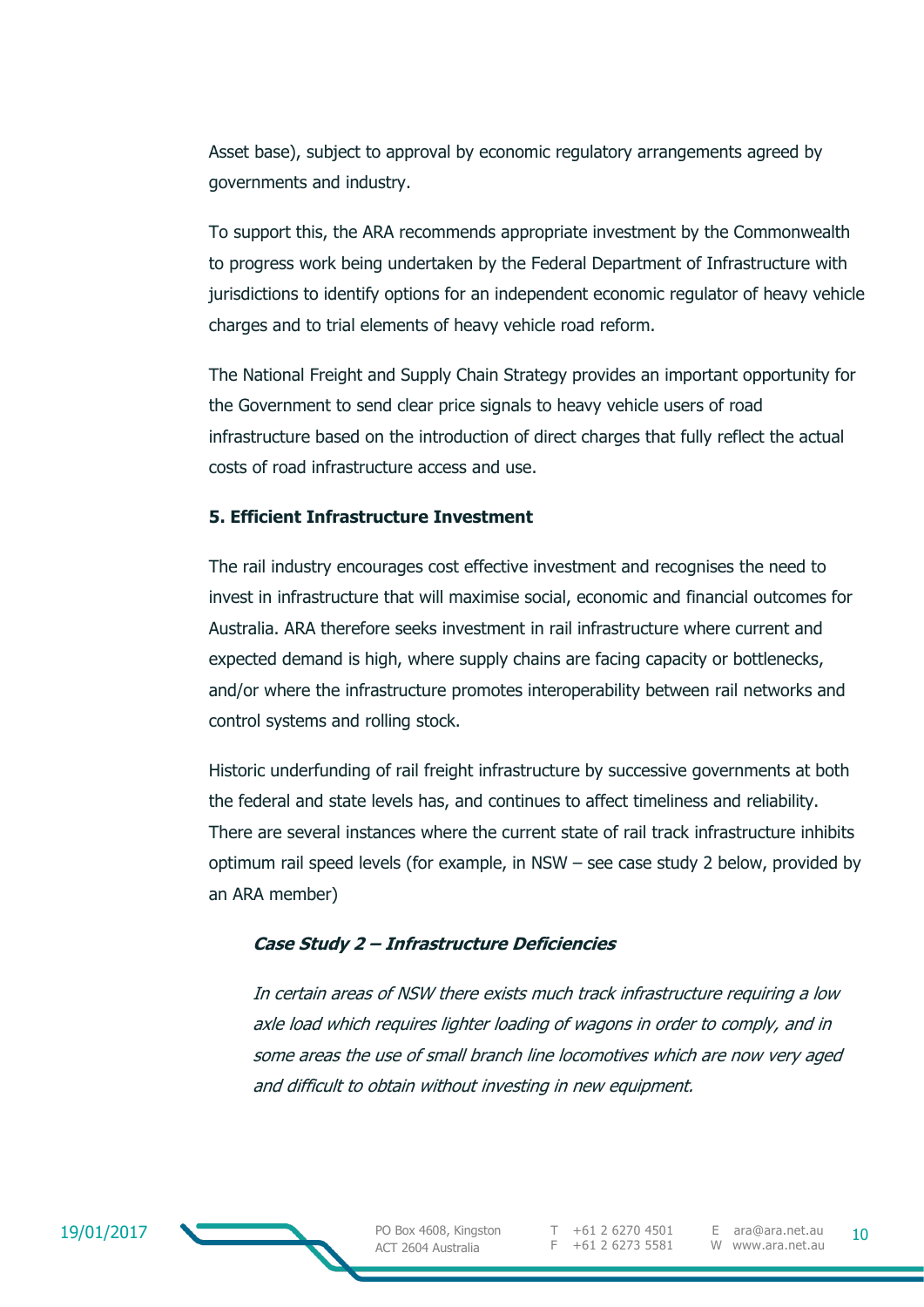Asset base), subject to approval by economic regulatory arrangements agreed by governments and industry.

To support this, the ARA recommends appropriate investment by the Commonwealth to progress work being undertaken by the Federal Department of Infrastructure with jurisdictions to identify options for an independent economic regulator of heavy vehicle charges and to trial elements of heavy vehicle road reform.

The National Freight and Supply Chain Strategy provides an important opportunity for the Government to send clear price signals to heavy vehicle users of road infrastructure based on the introduction of direct charges that fully reflect the actual costs of road infrastructure access and use.

**5. Efficient Infrastructure Investment**

The rail industry encourages cost effective investment and recognises the need to invest in infrastructure that will maximise social, economic and financial outcomes for Australia. ARA therefore seeks investment in rail infrastructure where current and expected demand is high, where supply chains are facing capacity or bottlenecks, and/or where the infrastructure promotes interoperability between rail networks and control systems and rolling stock.

Historic underfunding of rail freight infrastructure by successive governments at both the federal and state levels has, and continues to affect timeliness and reliability. There are several instances where the current state of rail track infrastructure inhibits optimum rail speed levels (for example, in NSW – see case study 2 below, provided by an ARA member)

***Case Study 2 – Infrastructure Deficiencies***

*In certain areas of NSW there exists much track infrastructure requiring a low axle load which requires lighter loading of wagons in order to comply, and in some areas the use of small branch line locomotives which are now very aged and difficult to obtain without investing in new equipment.*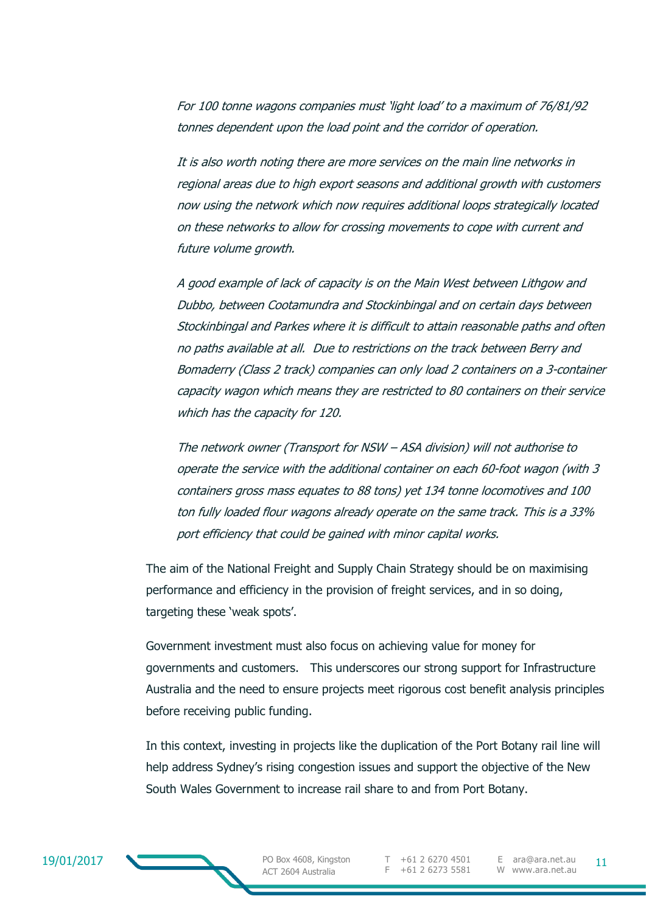*For 100 tonne wagons companies must 'light load' to a maximum of 76/81/92 tonnes dependent upon the load point and the corridor of operation.*

*It is also worth noting there are more services on the main line networks in regional areas due to high export seasons and additional growth with customers now using the network which now requires additional loops strategically located on these networks to allow for crossing movements to cope with current and future volume growth.*

*A good example of lack of capacity is on the Main West between Lithgow and Dubbo, between Cootamundra and Stockinbingal and on certain days between Stockinbingal and Parkes where it is difficult to attain reasonable paths and often no paths available at all. Due to restrictions on the track between Berry and Bomaderry (Class 2 track) companies can only load 2 containers on a 3-container capacity wagon which means they are restricted to 80 containers on their service which has the capacity for 120.*

*The network owner (Transport for NSW – ASA division) will not authorise to operate the service with the additional container on each 60-foot wagon (with 3 containers gross mass equates to 88 tons) yet 134 tonne locomotives and 100 ton fully loaded flour wagons already operate on the same track. This is a 33% port efficiency that could be gained with minor capital works.*

The aim of the National Freight and Supply Chain Strategy should be on maximising performance and efficiency in the provision of freight services, and in so doing, targeting these 'weak spots'.

Government investment must also focus on achieving value for money for governments and customers. This underscores our strong support for Infrastructure Australia and the need to ensure projects meet rigorous cost benefit analysis principles before receiving public funding.

In this context, investing in projects like the duplication of the Port Botany rail line will help address Sydney's rising congestion issues and support the objective of the New South Wales Government to increase rail share to and from Port Botany.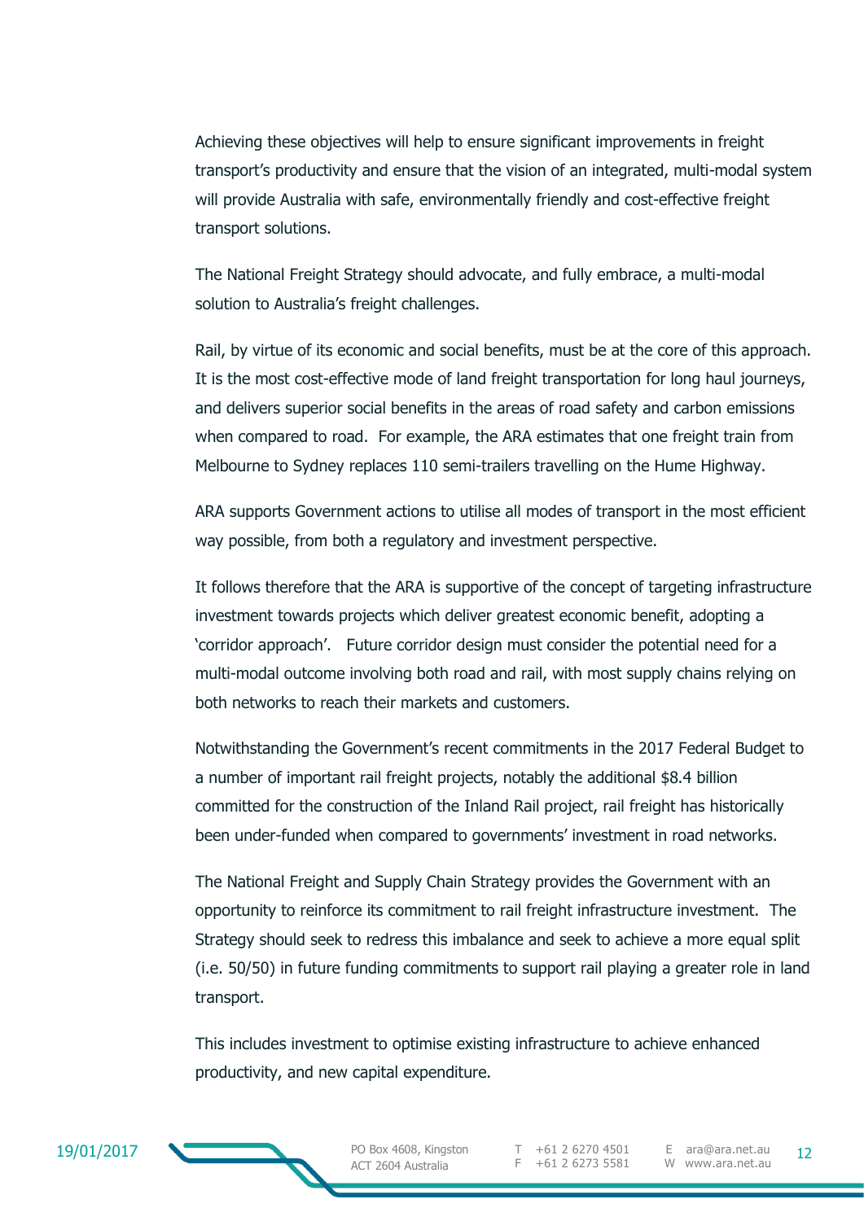Achieving these objectives will help to ensure significant improvements in freight transport's productivity and ensure that the vision of an integrated, multi-modal system will provide Australia with safe, environmentally friendly and cost-effective freight transport solutions.

The National Freight Strategy should advocate, and fully embrace, a multi-modal solution to Australia's freight challenges.

Rail, by virtue of its economic and social benefits, must be at the core of this approach. It is the most cost-effective mode of land freight transportation for long haul journeys, and delivers superior social benefits in the areas of road safety and carbon emissions when compared to road. For example, the ARA estimates that one freight train from Melbourne to Sydney replaces 110 semi-trailers travelling on the Hume Highway.

ARA supports Government actions to utilise all modes of transport in the most efficient way possible, from both a regulatory and investment perspective.

It follows therefore that the ARA is supportive of the concept of targeting infrastructure investment towards projects which deliver greatest economic benefit, adopting a 'corridor approach'. Future corridor design must consider the potential need for a multi-modal outcome involving both road and rail, with most supply chains relying on both networks to reach their markets and customers.

Notwithstanding the Government's recent commitments in the 2017 Federal Budget to a number of important rail freight projects, notably the additional $8.4 billion committed for the construction of the Inland Rail project, rail freight has historically been under-funded when compared to governments' investment in road networks.

The National Freight and Supply Chain Strategy provides the Government with an opportunity to reinforce its commitment to rail freight infrastructure investment. The Strategy should seek to redress this imbalance and seek to achieve a more equal split (i.e. 50/50) in future funding commitments to support rail playing a greater role in land transport.

This includes investment to optimise existing infrastructure to achieve enhanced productivity, and new capital expenditure.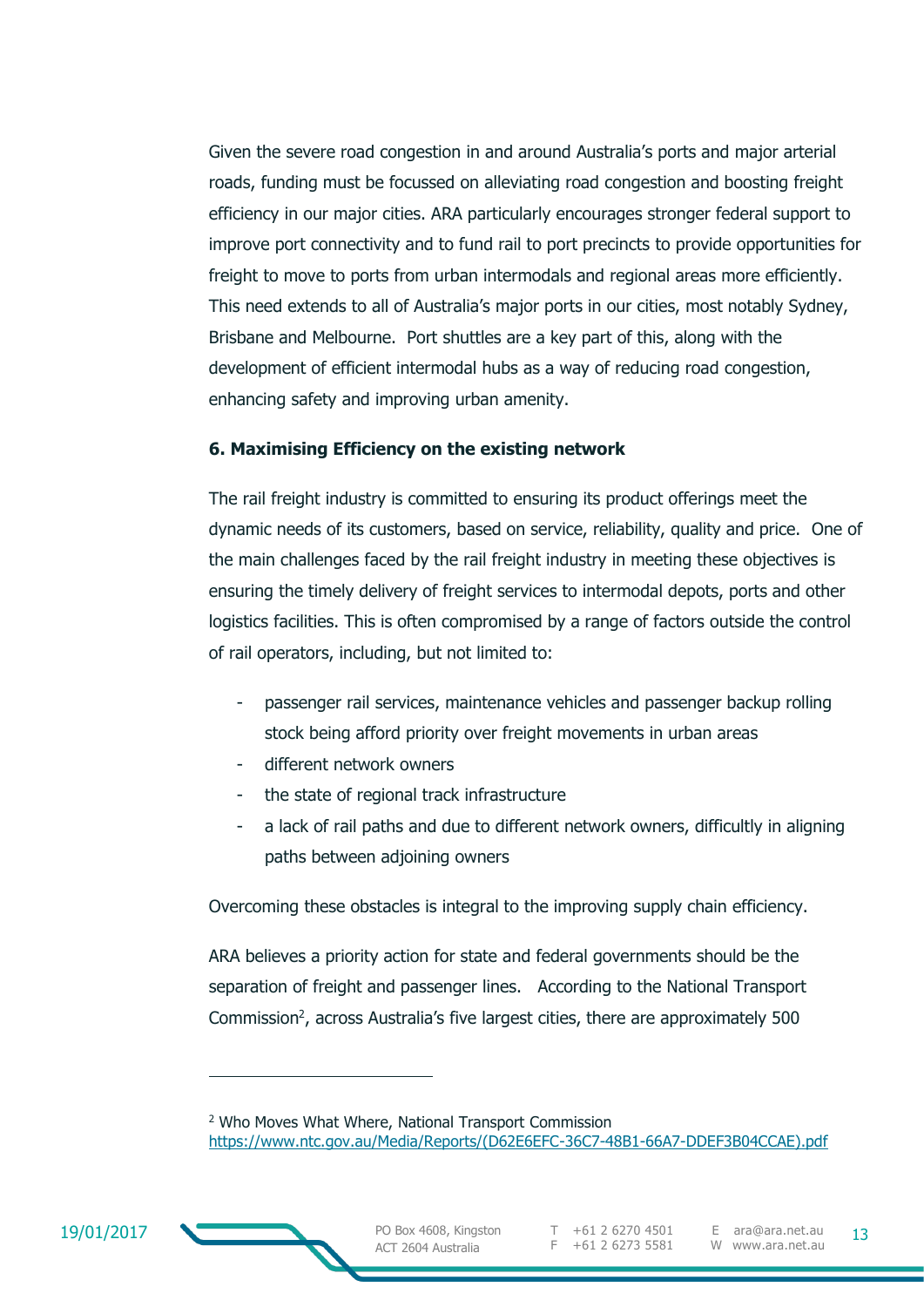Given the severe road congestion in and around Australia's ports and major arterial roads, funding must be focussed on alleviating road congestion and boosting freight efficiency in our major cities. ARA particularly encourages stronger federal support to improve port connectivity and to fund rail to port precincts to provide opportunities for freight to move to ports from urban intermodals and regional areas more efficiently. This need extends to all of Australia's major ports in our cities, most notably Sydney, Brisbane and Melbourne. Port shuttles are a key part of this, along with the development of efficient intermodal hubs as a way of reducing road congestion, enhancing safety and improving urban amenity.

**6. Maximising Efficiency on the existing network**

The rail freight industry is committed to ensuring its product offerings meet the dynamic needs of its customers, based on service, reliability, quality and price. One of the main challenges faced by the rail freight industry in meeting these objectives is ensuring the timely delivery of freight services to intermodal depots, ports and other logistics facilities. This is often compromised by a range of factors outside the control of rail operators, including, but not limited to:

- passenger rail services, maintenance vehicles and passenger backup rolling stock being afford priority over freight movements in urban areas
- different network owners
- the state of regional track infrastructure
- a lack of rail paths and due to different network owners, difficultly in aligning paths between adjoining owners

Overcoming these obstacles is integral to the improving supply chain efficiency.

ARA believes a priority action for state and federal governments should be the separation of freight and passenger lines. According to the National Transport Commission[2], across Australia's five largest cities, there are approximately 500

---

[2] Who Moves What Where, National Transport Commission https://www.ntc.gov.au/Media/Reports/(D62E6EFC-36C7-48B1-66A7-DDEF3B04CCAE).pdf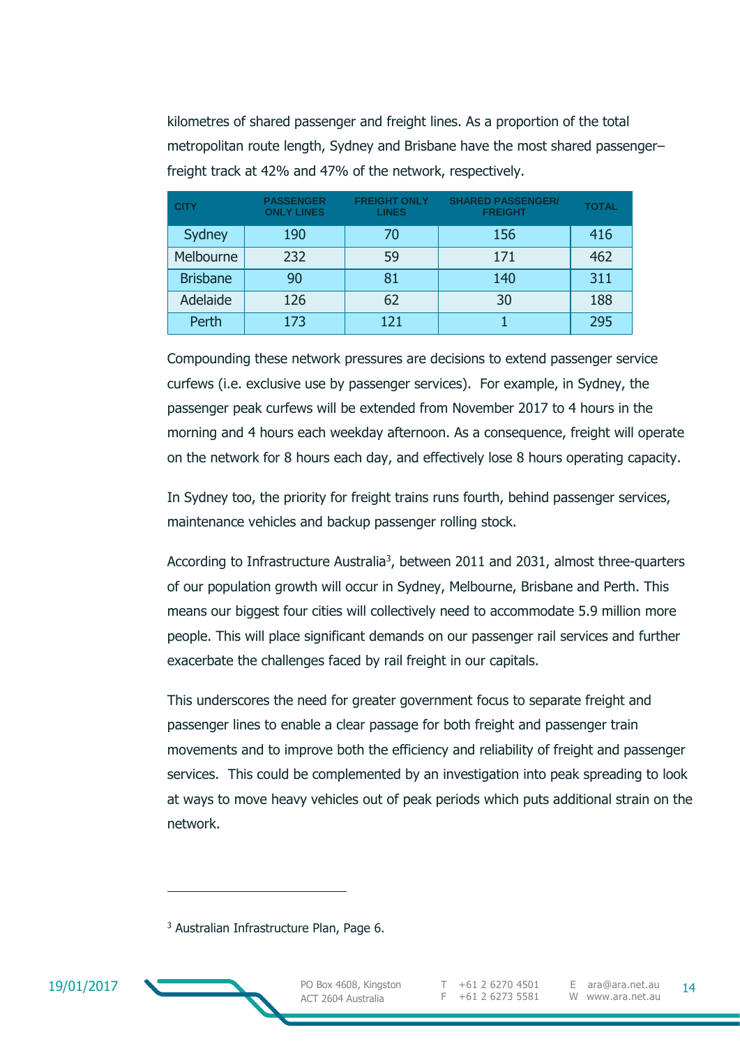kilometres of shared passenger and freight lines. As a proportion of the total metropolitan route length, Sydney and Brisbane have the most shared passenger–freight track at 42% and 47% of the network, respectively.

| CITY | PASSENGER ONLY LINES | FREIGHT ONLY LINES | SHARED PASSENGER/ FREIGHT | TOTAL |
|---|---|---|---|---|
| Sydney | 190 | 70 | 156 | 416 |
| Melbourne | 232 | 59 | 171 | 462 |
| Brisbane | 90 | 81 | 140 | 311 |
| Adelaide | 126 | 62 | 30 | 188 |
| Perth | 173 | 121 | 1 | 295 |

Compounding these network pressures are decisions to extend passenger service curfews (i.e. exclusive use by passenger services). For example, in Sydney, the passenger peak curfews will be extended from November 2017 to 4 hours in the morning and 4 hours each weekday afternoon. As a consequence, freight will operate on the network for 8 hours each day, and effectively lose 8 hours operating capacity.

In Sydney too, the priority for freight trains runs fourth, behind passenger services, maintenance vehicles and backup passenger rolling stock.

According to Infrastructure Australia[3], between 2011 and 2031, almost three-quarters of our population growth will occur in Sydney, Melbourne, Brisbane and Perth. This means our biggest four cities will collectively need to accommodate 5.9 million more people. This will place significant demands on our passenger rail services and further exacerbate the challenges faced by rail freight in our capitals.

This underscores the need for greater government focus to separate freight and passenger lines to enable a clear passage for both freight and passenger train movements and to improve both the efficiency and reliability of freight and passenger services. This could be complemented by an investigation into peak spreading to look at ways to move heavy vehicles out of peak periods which puts additional strain on the network.

---

[3] Australian Infrastructure Plan, Page 6.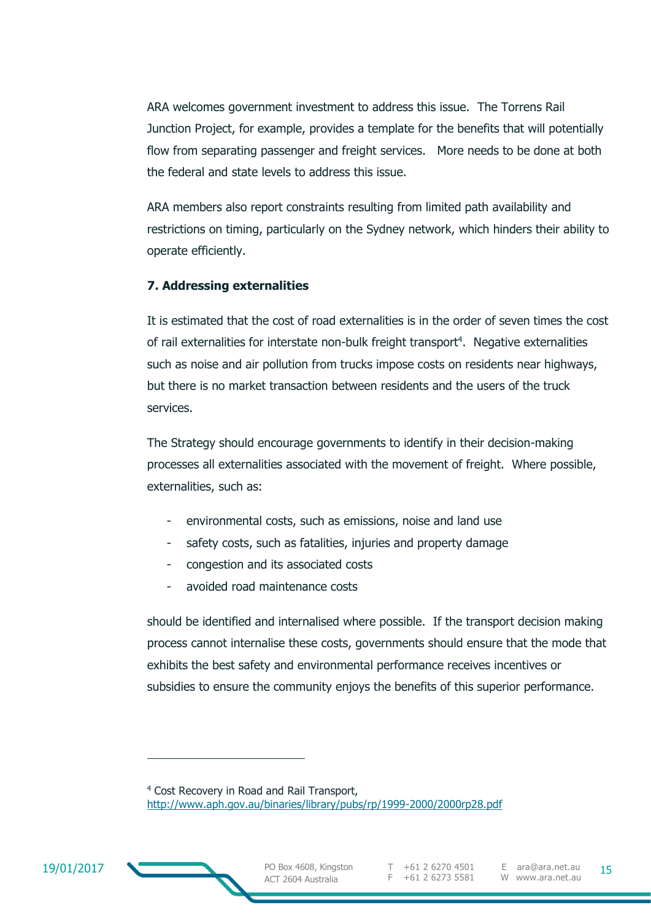ARA welcomes government investment to address this issue. The Torrens Rail Junction Project, for example, provides a template for the benefits that will potentially flow from separating passenger and freight services. More needs to be done at both the federal and state levels to address this issue.

ARA members also report constraints resulting from limited path availability and restrictions on timing, particularly on the Sydney network, which hinders their ability to operate efficiently.

**7. Addressing externalities**

It is estimated that the cost of road externalities is in the order of seven times the cost of rail externalities for interstate non-bulk freight transport[4]. Negative externalities such as noise and air pollution from trucks impose costs on residents near highways, but there is no market transaction between residents and the users of the truck services.

The Strategy should encourage governments to identify in their decision-making processes all externalities associated with the movement of freight. Where possible, externalities, such as:

- environmental costs, such as emissions, noise and land use
- safety costs, such as fatalities, injuries and property damage
- congestion and its associated costs
- avoided road maintenance costs

should be identified and internalised where possible. If the transport decision making process cannot internalise these costs, governments should ensure that the mode that exhibits the best safety and environmental performance receives incentives or subsidies to ensure the community enjoys the benefits of this superior performance.

---

[4] Cost Recovery in Road and Rail Transport, http://www.aph.gov.au/binaries/library/pubs/rp/1999-2000/2000rp28.pdf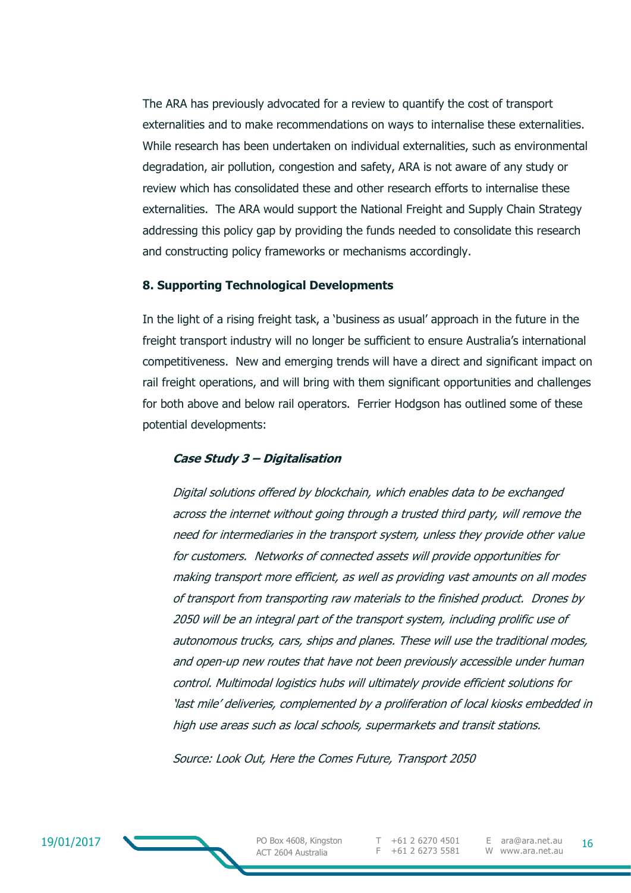The ARA has previously advocated for a review to quantify the cost of transport externalities and to make recommendations on ways to internalise these externalities. While research has been undertaken on individual externalities, such as environmental degradation, air pollution, congestion and safety, ARA is not aware of any study or review which has consolidated these and other research efforts to internalise these externalities. The ARA would support the National Freight and Supply Chain Strategy addressing this policy gap by providing the funds needed to consolidate this research and constructing policy frameworks or mechanisms accordingly.

### 8. Supporting Technological Developments

In the light of a rising freight task, a 'business as usual' approach in the future in the freight transport industry will no longer be sufficient to ensure Australia's international competitiveness. New and emerging trends will have a direct and significant impact on rail freight operations, and will bring with them significant opportunities and challenges for both above and below rail operators. Ferrier Hodgson has outlined some of these potential developments:

> ***Case Study 3 – Digitalisation***
>
> *Digital solutions offered by blockchain, which enables data to be exchanged across the internet without going through a trusted third party, will remove the need for intermediaries in the transport system, unless they provide other value for customers. Networks of connected assets will provide opportunities for making transport more efficient, as well as providing vast amounts on all modes of transport from transporting raw materials to the finished product. Drones by 2050 will be an integral part of the transport system, including prolific use of autonomous trucks, cars, ships and planes. These will use the traditional modes, and open-up new routes that have not been previously accessible under human control. Multimodal logistics hubs will ultimately provide efficient solutions for 'last mile' deliveries, complemented by a proliferation of local kiosks embedded in high use areas such as local schools, supermarkets and transit stations.*
>
> *Source: Look Out, Here the Comes Future, Transport 2050*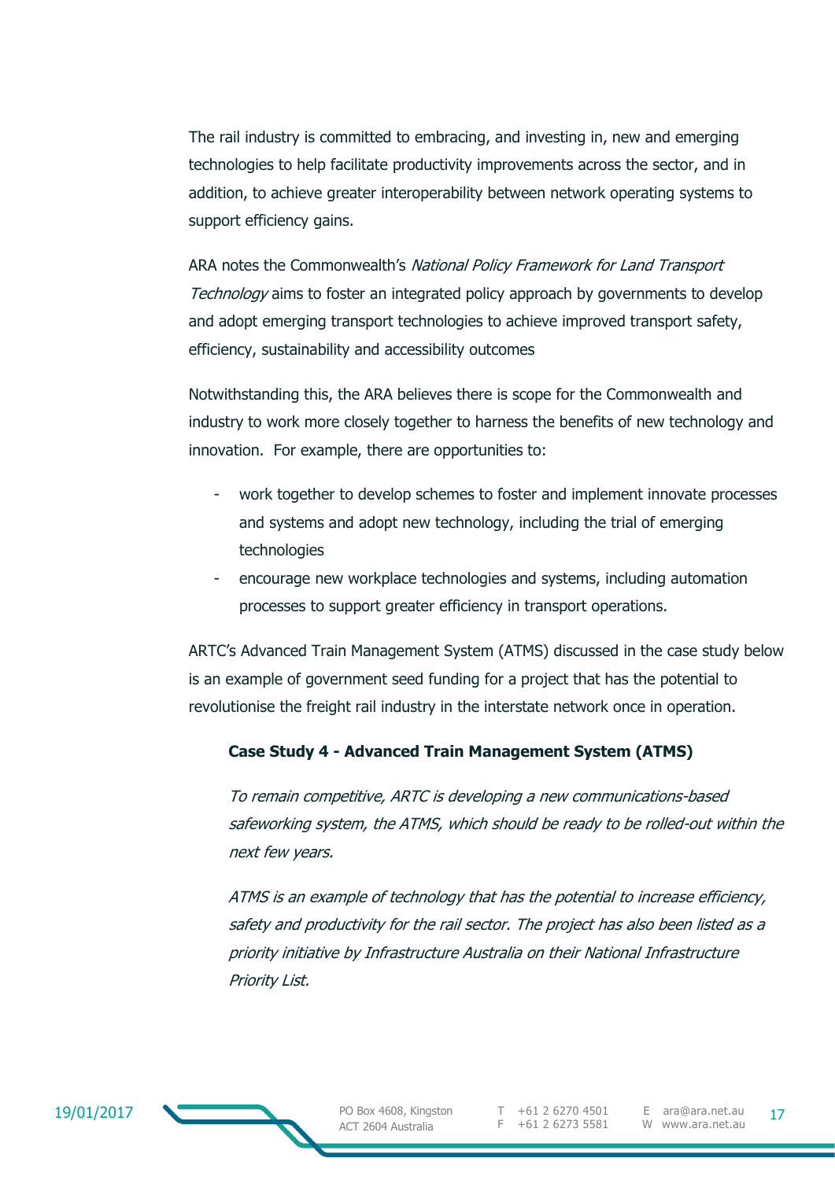The rail industry is committed to embracing, and investing in, new and emerging technologies to help facilitate productivity improvements across the sector, and in addition, to achieve greater interoperability between network operating systems to support efficiency gains.

ARA notes the Commonwealth's *National Policy Framework for Land Transport Technology* aims to foster an integrated policy approach by governments to develop and adopt emerging transport technologies to achieve improved transport safety, efficiency, sustainability and accessibility outcomes

Notwithstanding this, the ARA believes there is scope for the Commonwealth and industry to work more closely together to harness the benefits of new technology and innovation. For example, there are opportunities to:

- work together to develop schemes to foster and implement innovate processes and systems and adopt new technology, including the trial of emerging technologies
- encourage new workplace technologies and systems, including automation processes to support greater efficiency in transport operations.

ARTC's Advanced Train Management System (ATMS) discussed in the case study below is an example of government seed funding for a project that has the potential to revolutionise the freight rail industry in the interstate network once in operation.

**Case Study 4 - Advanced Train Management System (ATMS)**

*To remain competitive, ARTC is developing a new communications-based safeworking system, the ATMS, which should be ready to be rolled-out within the next few years.*

*ATMS is an example of technology that has the potential to increase efficiency, safety and productivity for the rail sector. The project has also been listed as a priority initiative by Infrastructure Australia on their National Infrastructure Priority List.*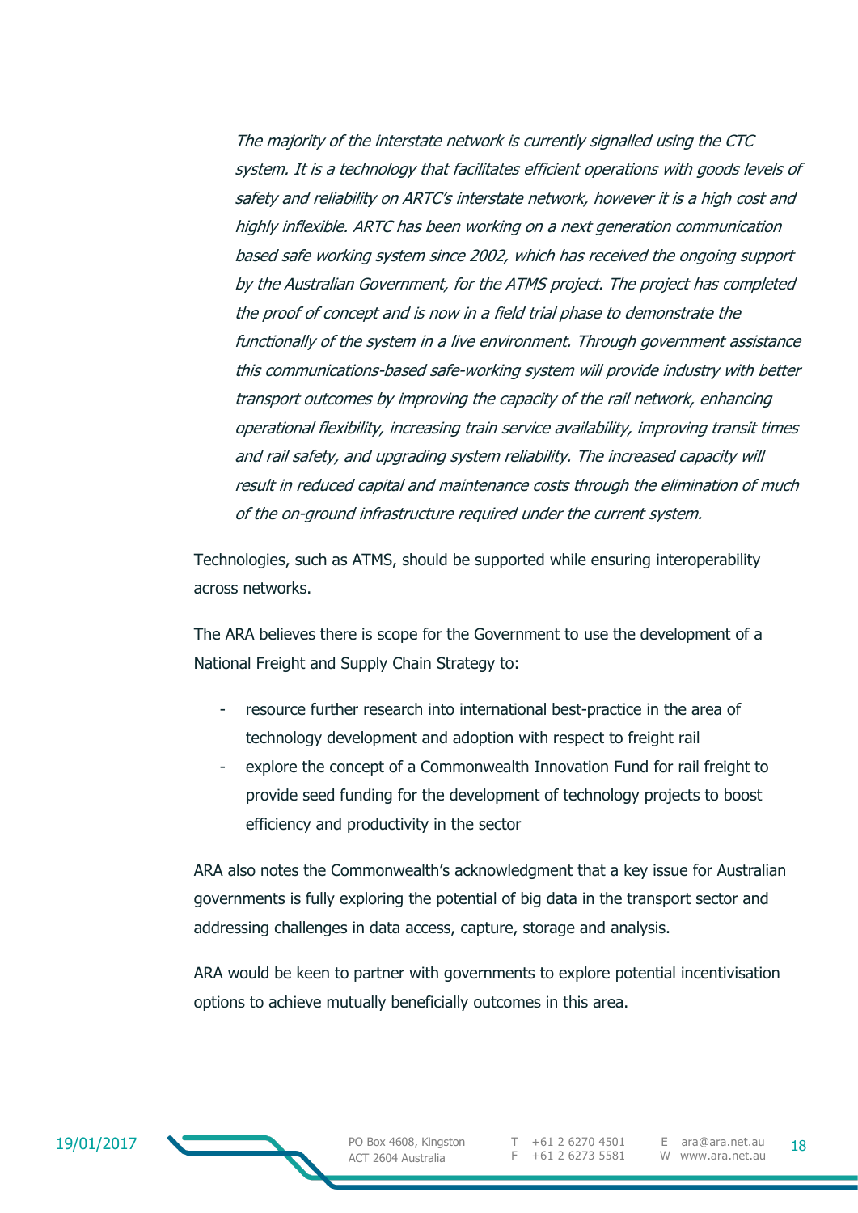*The majority of the interstate network is currently signalled using the CTC system. It is a technology that facilitates efficient operations with goods levels of safety and reliability on ARTC's interstate network, however it is a high cost and highly inflexible. ARTC has been working on a next generation communication based safe working system since 2002, which has received the ongoing support by the Australian Government, for the ATMS project. The project has completed the proof of concept and is now in a field trial phase to demonstrate the functionally of the system in a live environment. Through government assistance this communications-based safe-working system will provide industry with better transport outcomes by improving the capacity of the rail network, enhancing operational flexibility, increasing train service availability, improving transit times and rail safety, and upgrading system reliability. The increased capacity will result in reduced capital and maintenance costs through the elimination of much of the on-ground infrastructure required under the current system.*

Technologies, such as ATMS, should be supported while ensuring interoperability across networks.

The ARA believes there is scope for the Government to use the development of a National Freight and Supply Chain Strategy to:

- resource further research into international best-practice in the area of technology development and adoption with respect to freight rail
- explore the concept of a Commonwealth Innovation Fund for rail freight to provide seed funding for the development of technology projects to boost efficiency and productivity in the sector

ARA also notes the Commonwealth's acknowledgment that a key issue for Australian governments is fully exploring the potential of big data in the transport sector and addressing challenges in data access, capture, storage and analysis.

ARA would be keen to partner with governments to explore potential incentivisation options to achieve mutually beneficially outcomes in this area.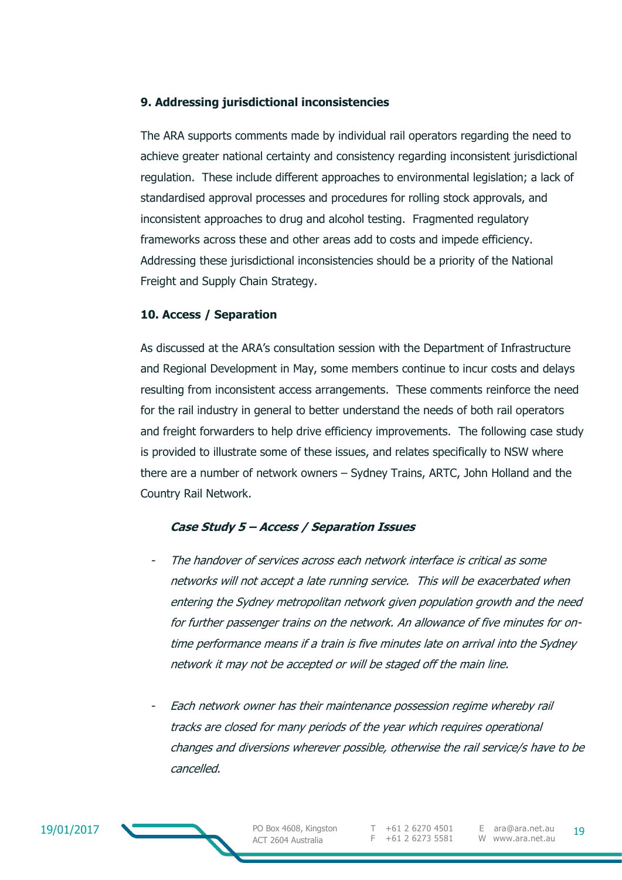**9. Addressing jurisdictional inconsistencies**

The ARA supports comments made by individual rail operators regarding the need to achieve greater national certainty and consistency regarding inconsistent jurisdictional regulation. These include different approaches to environmental legislation; a lack of standardised approval processes and procedures for rolling stock approvals, and inconsistent approaches to drug and alcohol testing. Fragmented regulatory frameworks across these and other areas add to costs and impede efficiency. Addressing these jurisdictional inconsistencies should be a priority of the National Freight and Supply Chain Strategy.

**10. Access / Separation**

As discussed at the ARA's consultation session with the Department of Infrastructure and Regional Development in May, some members continue to incur costs and delays resulting from inconsistent access arrangements. These comments reinforce the need for the rail industry in general to better understand the needs of both rail operators and freight forwarders to help drive efficiency improvements. The following case study is provided to illustrate some of these issues, and relates specifically to NSW where there are a number of network owners – Sydney Trains, ARTC, John Holland and the Country Rail Network.

***Case Study 5 – Access / Separation Issues***

- *The handover of services across each network interface is critical as some networks will not accept a late running service. This will be exacerbated when entering the Sydney metropolitan network given population growth and the need for further passenger trains on the network. An allowance of five minutes for on-time performance means if a train is five minutes late on arrival into the Sydney network it may not be accepted or will be staged off the main line.*

- *Each network owner has their maintenance possession regime whereby rail tracks are closed for many periods of the year which requires operational changes and diversions wherever possible, otherwise the rail service/s have to be cancelled.*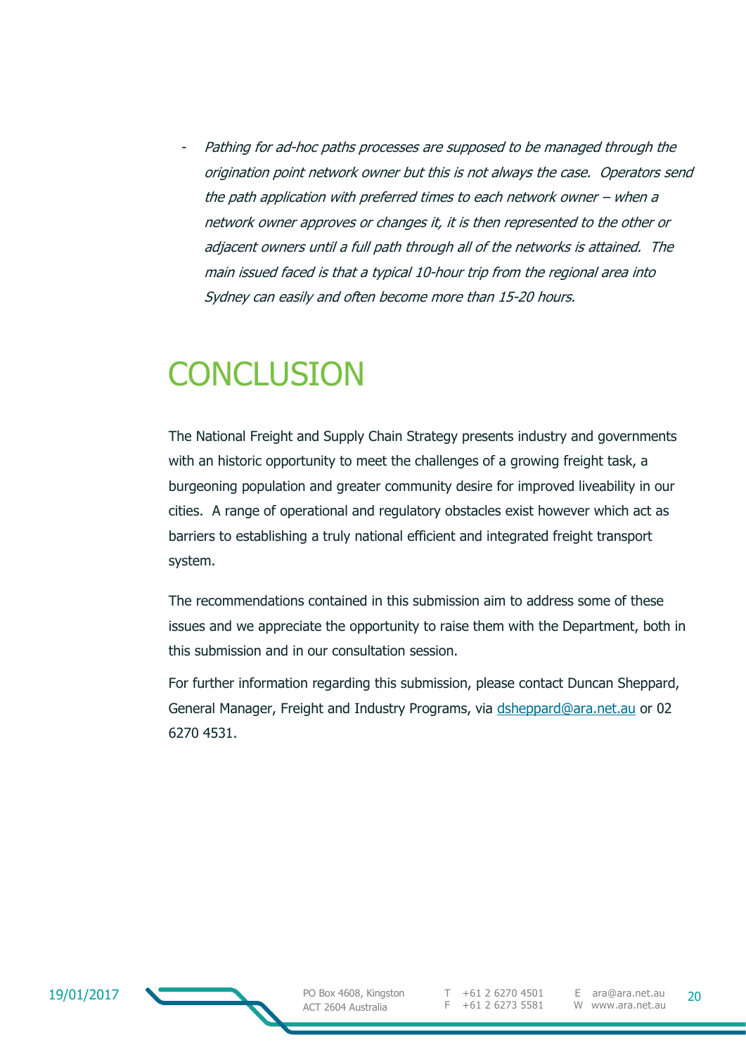- *Pathing for ad-hoc paths processes are supposed to be managed through the origination point network owner but this is not always the case. Operators send the path application with preferred times to each network owner – when a network owner approves or changes it, it is then represented to the other or adjacent owners until a full path through all of the networks is attained. The main issued faced is that a typical 10-hour trip from the regional area into Sydney can easily and often become more than 15-20 hours.*

# CONCLUSION

The National Freight and Supply Chain Strategy presents industry and governments with an historic opportunity to meet the challenges of a growing freight task, a burgeoning population and greater community desire for improved liveability in our cities. A range of operational and regulatory obstacles exist however which act as barriers to establishing a truly national efficient and integrated freight transport system.

The recommendations contained in this submission aim to address some of these issues and we appreciate the opportunity to raise them with the Department, both in this submission and in our consultation session.

For further information regarding this submission, please contact Duncan Sheppard, General Manager, Freight and Industry Programs, via dsheppard@ara.net.au or 02 6270 4531.